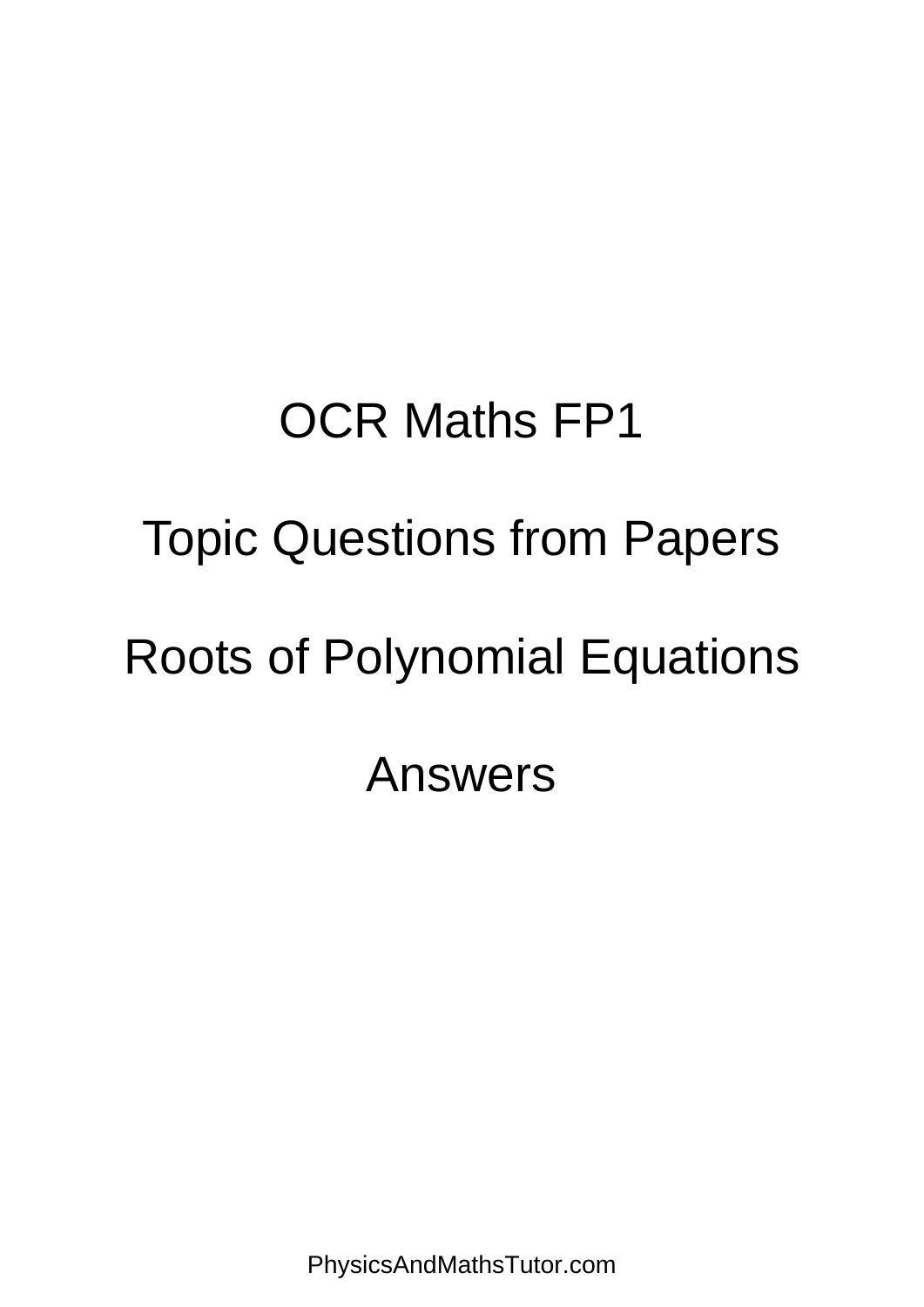# OCR Maths FP1

## Topic Questions from Papers

## Roots of Polynomial Equations

## Answers

PhysicsAndMathsTutor.com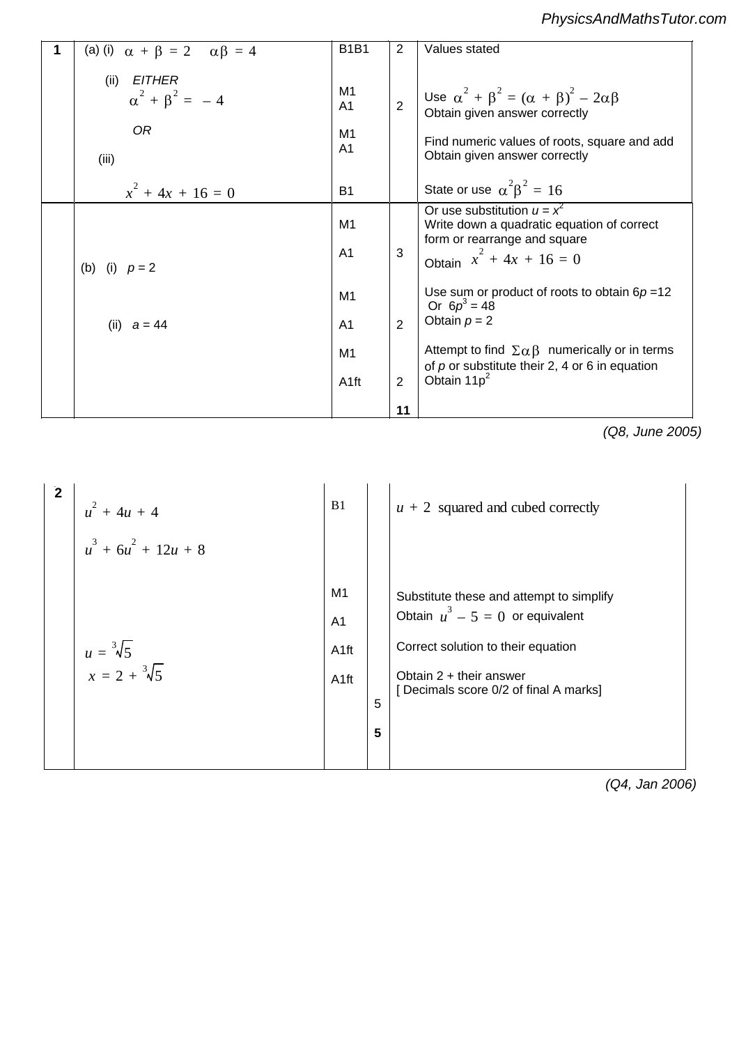| | | | | |
|---|---|---|---|---|
| 1 | (a) (i) $\alpha + \beta = 2 \quad \alpha\beta = 4$ | B1B1 | 2 | Values stated |
| | (ii) *EITHER* $\alpha^2 + \beta^2 = -4$ | M1<br>A1 | 2 | Use $\alpha^2 + \beta^2 = (\alpha + \beta)^2 - 2\alpha\beta$<br>Obtain given answer correctly |
| | *OR* | M1<br>A1 | | Find numeric values of roots, square and add<br>Obtain given answer correctly |
| | (iii) | | | |
| | $x^2 + 4x + 16 = 0$ | B1 | | State or use $\alpha^2\beta^2 = 16$ |
| | | M1 | | Or use substitution $u = x^2$<br>Write down a quadratic equation of correct form or rearrange and square |
| | | A1 | 3 | Obtain $x^2 + 4x + 16 = 0$ |
| | (b) (i) $p = 2$ | M1 | | Use sum or product of roots to obtain $6p = 12$ Or $6p^3 = 48$ |
| | | A1 | 2 | Obtain $p = 2$ |
| | (ii) $a = 44$ | M1 | | Attempt to find $\Sigma\alpha\beta$ numerically or in terms of $p$ or substitute their 2, 4 or 6 in equation |
| | | A1ft | 2 | Obtain $11p^2$ |
| | | | **11** | |

*(Q8, June 2005)*

| | | | | |
|---|---|---|---|---|
| **2** | $u^2 + 4u + 4$<br>$u^3 + 6u^2 + 12u + 8$ | B1 | | $u + 2$ squared and cubed correctly |
| | | M1 | | Substitute these and attempt to simplify |
| | | A1 | | Obtain $u^3 - 5 = 0$ or equivalent |
| | $u = \sqrt[3]{5}$ | A1ft | | Correct solution to their equation |
| | $x = 2 + \sqrt[3]{5}$ | A1ft | 5 | Obtain 2 + their answer<br>[ Decimals score 0/2 of final A marks] |
| | | | **5** | |

*(Q4, Jan 2006)*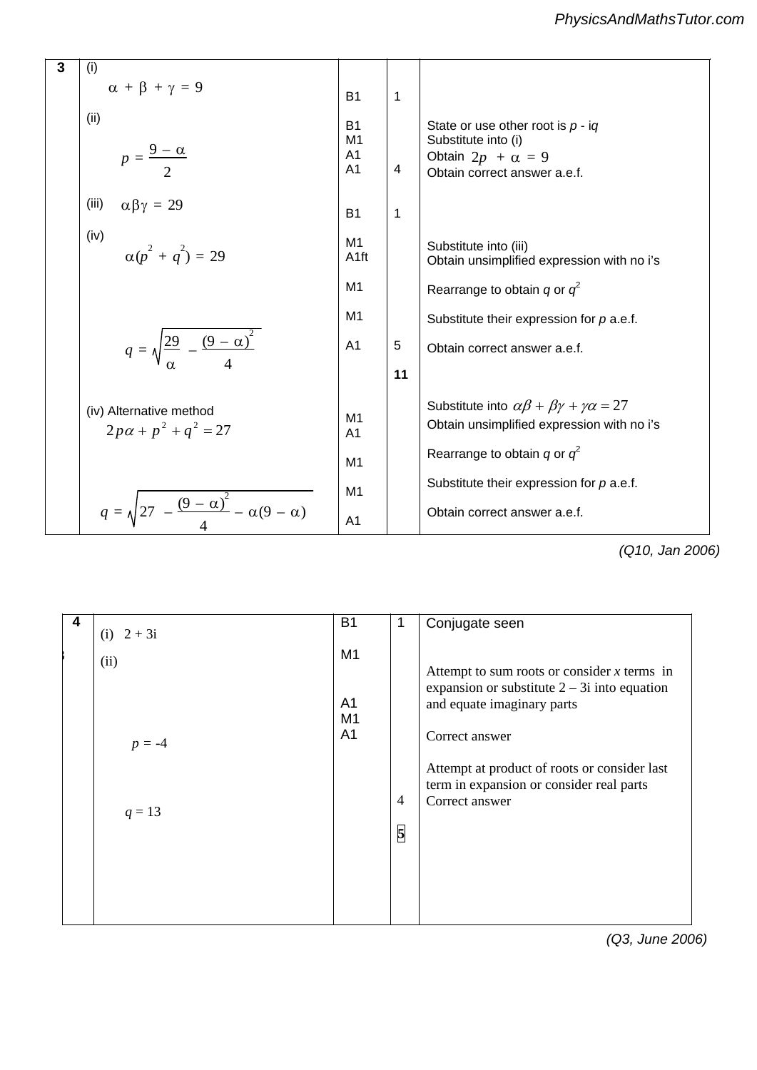| | | | | |
|---|---|---|---|---|
| 3 | (i) $\alpha + \beta + \gamma = 9$ | B1 | 1 | |
| | (ii) $p = \dfrac{9 - \alpha}{2}$ | B1<br>M1<br>A1<br>A1 | 4 | State or use other root is $p$ - i$q$<br>Substitute into (i)<br>Obtain $2p + \alpha = 9$<br>Obtain correct answer a.e.f. |
| | (iii) $\alpha\beta\gamma = 29$ | B1 | 1 | |
| | (iv) $\alpha(p^2 + q^2) = 29$ | M1<br>A1ft | | Substitute into (iii)<br>Obtain unsimplified expression with no i's |
| | | M1 | | Rearrange to obtain $q$ or $q^2$ |
| | | M1 | | Substitute their expression for $p$ a.e.f. |
| | $q = \sqrt{\dfrac{29}{\alpha} - \dfrac{(9 - \alpha)^2}{4}}$ | A1 | 5 | Obtain correct answer a.e.f. |
| | | | **11** | |
| | (iv) Alternative method<br>$2p\alpha + p^2 + q^2 = 27$ | M1<br>A1 | | Substitute into $\alpha\beta + \beta\gamma + \gamma\alpha = 27$<br>Obtain unsimplified expression with no i's |
| | | M1 | | Rearrange to obtain $q$ or $q^2$ |
| | | M1 | | Substitute their expression for $p$ a.e.f. |
| | $q = \sqrt{27 - \dfrac{(9 - \alpha)^2}{4} - \alpha(9 - \alpha)}$ | A1 | | Obtain correct answer a.e.f. |

*(Q10, Jan 2006)*

| | | | | |
|---|---|---|---|---|
| 4 | (i) 2 + 3i | B1 | 1 | Conjugate seen |
| | (ii) | M1 | | Attempt to sum roots or consider $x$ terms in expansion or substitute 2 – 3i into equation and equate imaginary parts |
| | $p$ = -4 | A1 | | Correct answer |
| | | M1 | | Attempt at product of roots or consider last term in expansion or consider real parts |
| | $q$ = 13 | A1 | 4 | Correct answer |
| | | | **5** | |

*(Q3, June 2006)*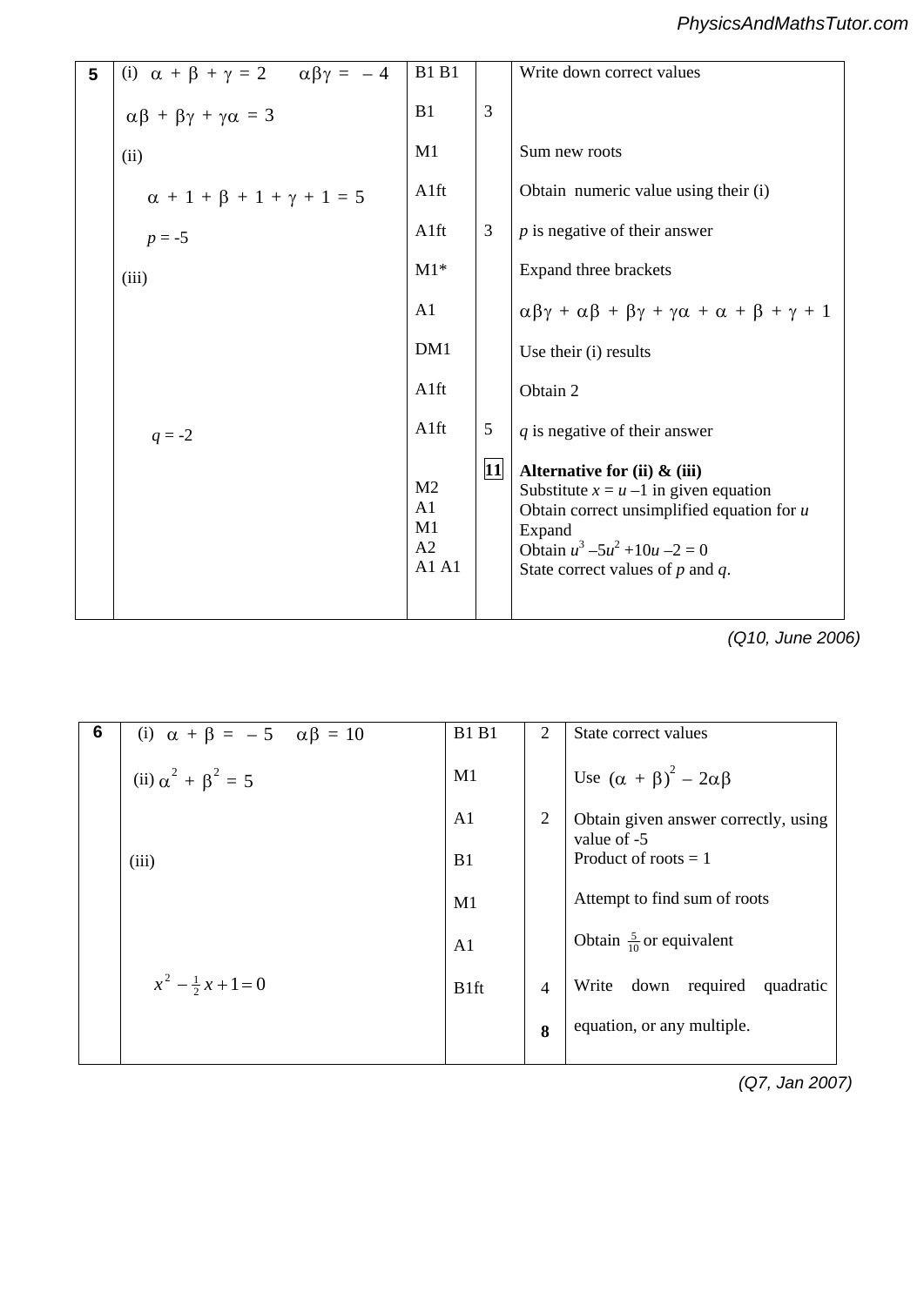| 5 | (i) $\alpha + \beta + \gamma = 2 \quad \alpha\beta\gamma = -4$ | B1 B1 | | Write down correct values |
|---|---|---|---|---|
| | $\alpha\beta + \beta\gamma + \gamma\alpha = 3$ | B1 | 3 | |
| | (ii) | M1 | | Sum new roots |
| | $\alpha + 1 + \beta + 1 + \gamma + 1 = 5$ | A1ft | | Obtain numeric value using their (i) |
| | $p = -5$ | A1ft | 3 | $p$ is negative of their answer |
| | (iii) | M1* | | Expand three brackets |
| | | A1 | | $\alpha\beta\gamma + \alpha\beta + \beta\gamma + \gamma\alpha + \alpha + \beta + \gamma + 1$ |
| | | DM1 | | Use their (i) results |
| | | A1ft | | Obtain 2 |
| | $q = -2$ | A1ft | 5 | $q$ is negative of their answer |
| | | M2<br>A1<br>M1<br>A2<br>A1 A1 | **11** | **Alternative for (ii) & (iii)**<br>Substitute $x = u - 1$ in given equation<br>Obtain correct unsimplified equation for $u$<br>Expand<br>Obtain $u^3 - 5u^2 + 10u - 2 = 0$<br>State correct values of $p$ and $q$. |

*(Q10, June 2006)*

| 6 | (i) $\alpha + \beta = -5 \quad \alpha\beta = 10$ | B1 B1 | 2 | State correct values |
|---|---|---|---|---|
| | (ii) $\alpha^2 + \beta^2 = 5$ | M1 | | Use $(\alpha + \beta)^2 - 2\alpha\beta$ |
| | | A1 | 2 | Obtain given answer correctly, using value of -5 |
| | (iii) | B1 | | Product of roots = 1 |
| | | M1 | | Attempt to find sum of roots |
| | | A1 | | Obtain $\frac{5}{10}$ or equivalent |
| | $x^2 - \frac{1}{2}x + 1 = 0$ | B1ft | 4 | Write down required quadratic equation, or any multiple. |
| | | | **8** | |

*(Q7, Jan 2007)*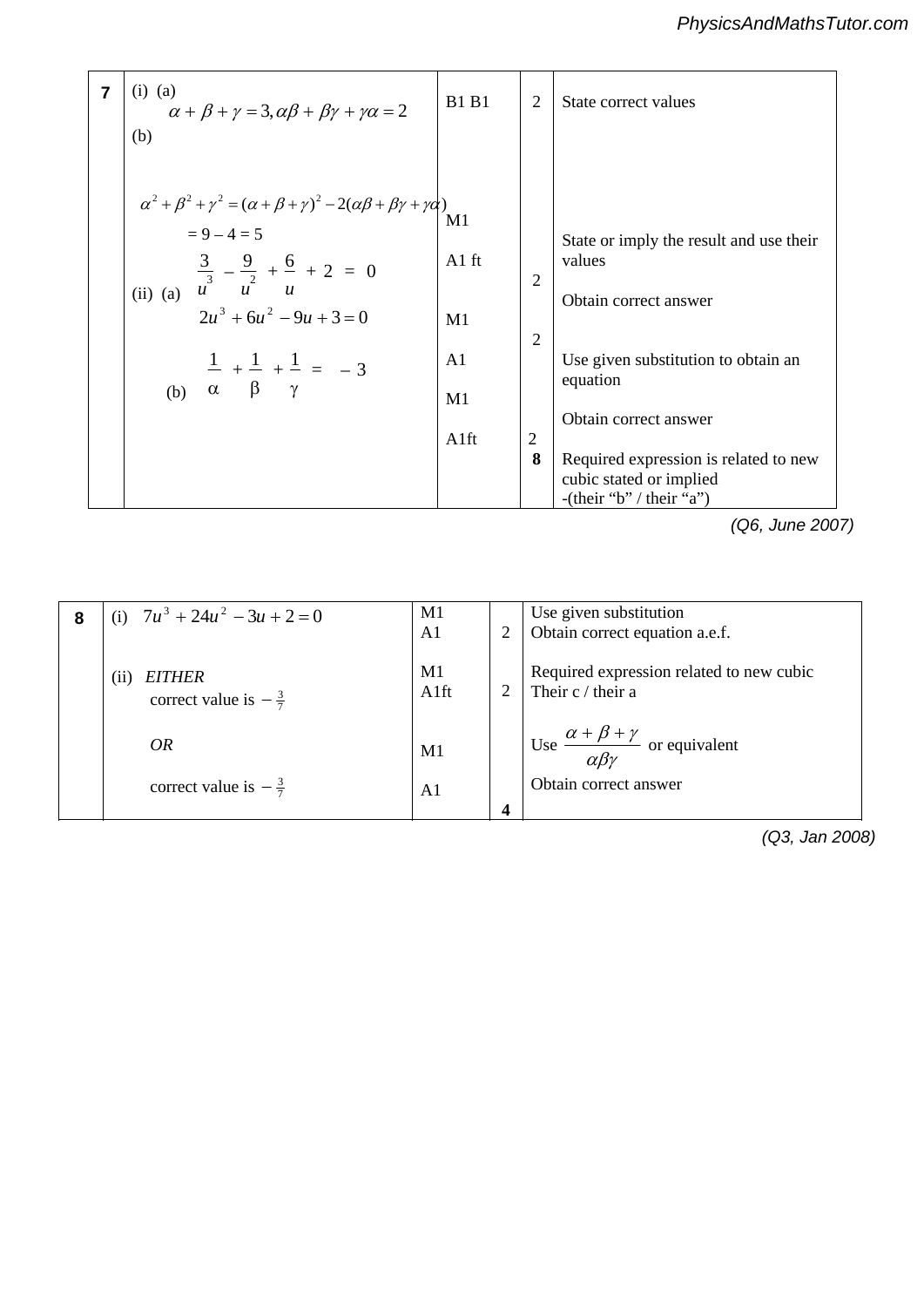| 7 | (i) (a) $\alpha+\beta+\gamma=3, \alpha\beta+\beta\gamma+\gamma\alpha=2$ | B1 B1 | 2 | State correct values |
|---|---|---|---|---|
| | (b) $\alpha^2+\beta^2+\gamma^2=(\alpha+\beta+\gamma)^2-2(\alpha\beta+\beta\gamma+\gamma\alpha)$ | M1 | | State or imply the result and use their values |
| | $= 9 - 4 = 5$ | A1 ft | 2 | Obtain correct answer |
| | (ii) (a) $\frac{3}{u^3} - \frac{9}{u^2} + \frac{6}{u} + 2 = 0$ | M1 | | Use given substitution to obtain an equation |
| | $2u^3+6u^2-9u+3=0$ | A1 | 2 | Obtain correct answer |
| | (b) $\frac{1}{\alpha} + \frac{1}{\beta} + \frac{1}{\gamma} = -3$ | M1 | | Required expression is related to new cubic stated or implied |
| | | A1ft | 2 | -(their "b" / their "a") |
| | | | **8** | |

*(Q6, June 2007)*

| 8 | (i) $7u^3+24u^2-3u+2=0$ | M1 | | Use given substitution |
|---|---|---|---|---|
| | | A1 | 2 | Obtain correct equation a.e.f. |
| | (ii) *EITHER* | M1 | | Required expression related to new cubic |
| | correct value is $-\frac{3}{7}$ | A1ft | 2 | Their c / their a |
| | *OR* | M1 | | Use $\frac{\alpha+\beta+\gamma}{\alpha\beta\gamma}$ or equivalent |
| | correct value is $-\frac{3}{7}$ | A1 | | Obtain correct answer |
| | | | **4** | |

*(Q3, Jan 2008)*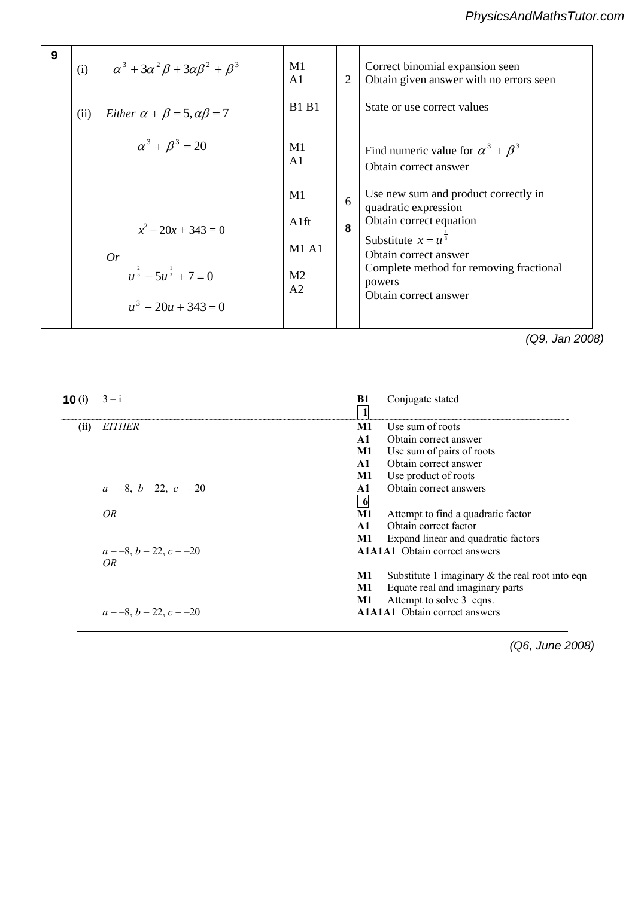| | | | | |
|---|---|---|---|---|
| **9** | (i) $\alpha^3 + 3\alpha^2\beta + 3\alpha\beta^2 + \beta^3$ | M1<br>A1 | 2 | Correct binomial expansion seen<br>Obtain given answer with no errors seen |
| | (ii) *Either* $\alpha + \beta = 5, \alpha\beta = 7$ | B1 B1 | | State or use correct values |
| | $\alpha^3 + \beta^3 = 20$ | M1<br>A1 | | Find numeric value for $\alpha^3 + \beta^3$<br>Obtain correct answer |
| | | M1 | 6 | Use new sum and product correctly in quadratic expression |
| | $x^2 - 20x + 343 = 0$ | A1ft | **8** | Obtain correct equation |
| | *Or* | M1 A1 | | Substitute $x = u^{\frac{1}{3}}$<br>Obtain correct answer |
| | $u^{\frac{2}{3}} - 5u^{\frac{1}{3}} + 7 = 0$ | M2 | | Complete method for removing fractional powers |
| | $u^3 - 20u + 343 = 0$ | A2 | | Obtain correct answer |

*(Q9, Jan 2008)*

| | | | |
|---|---|---|---|
| **10 (i)** | $3 - \mathrm{i}$ | **B1** **[1]** | Conjugate stated |
| **(ii)** | *EITHER* | **M1** | Use sum of roots |
| | | **A1** | Obtain correct answer |
| | | **M1** | Use sum of pairs of roots |
| | | **A1** | Obtain correct answer |
| | | **M1** | Use product of roots |
| | $a = -8,\ b = 22,\ c = -20$ | **A1** **[6]** | Obtain correct answers |
| | *OR* | **M1** | Attempt to find a quadratic factor |
| | | **A1** | Obtain correct factor |
| | | **M1** | Expand linear and quadratic factors |
| | $a = -8, b = 22, c = -20$ | **A1A1A1** | Obtain correct answers |
| | *OR* | | |
| | | **M1** | Substitute 1 imaginary & the real root into eqn |
| | | **M1** | Equate real and imaginary parts |
| | | **M1** | Attempt to solve 3 eqns. |
| | $a = -8, b = 22, c = -20$ | **A1A1A1** | Obtain correct answers |

*(Q6, June 2008)*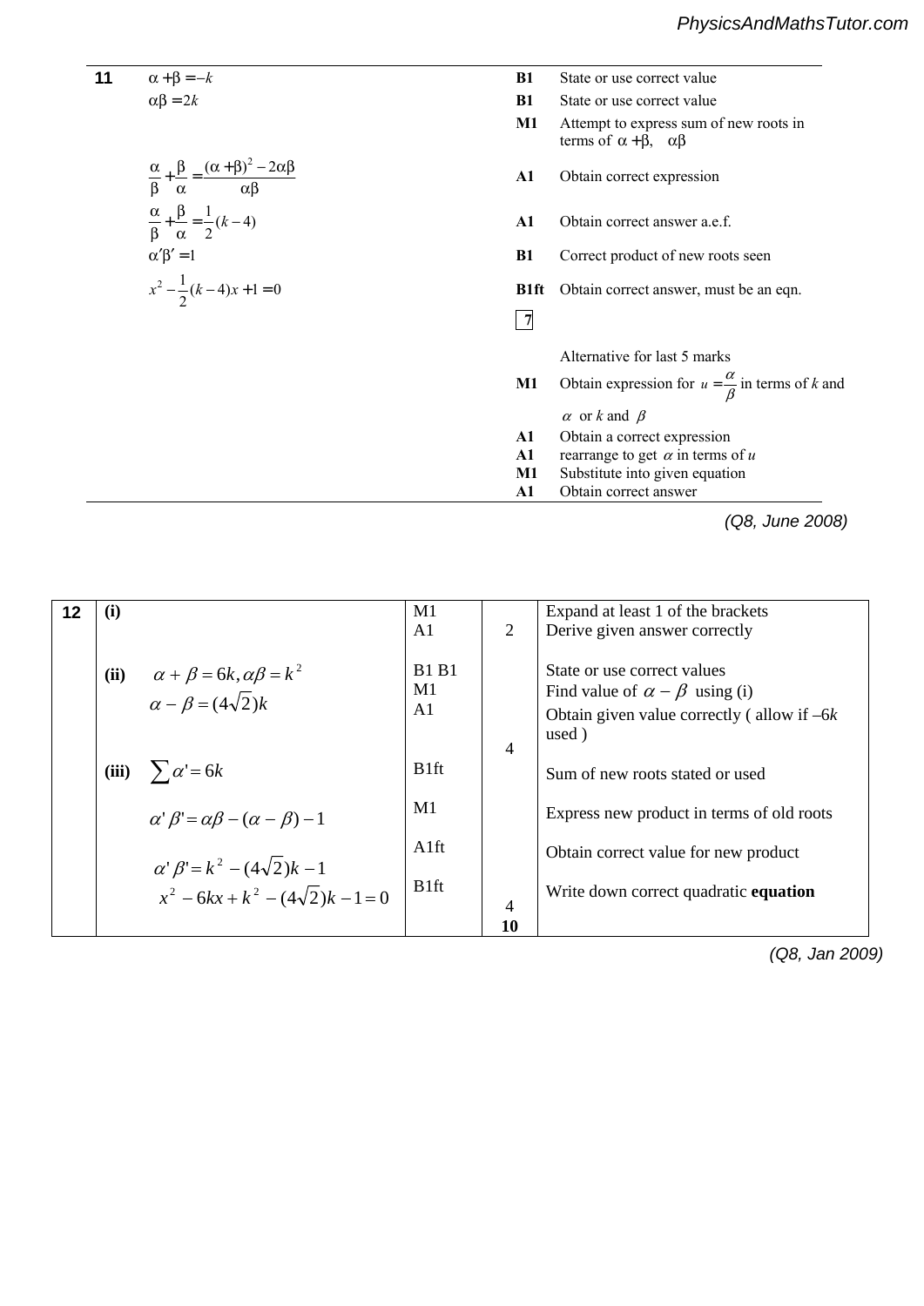| 11 | | | |
|---|---|---|---|
| | $\alpha + \beta = -k$ | B1 | State or use correct value |
| | $\alpha\beta = 2k$ | B1 | State or use correct value |
| | | M1 | Attempt to express sum of new roots in terms of $\alpha + \beta$, $\alpha\beta$ |
| | $\frac{\alpha}{\beta} + \frac{\beta}{\alpha} = \frac{(\alpha+\beta)^2 - 2\alpha\beta}{\alpha\beta}$ | A1 | Obtain correct expression |
| | $\frac{\alpha}{\beta} + \frac{\beta}{\alpha} = \frac{1}{2}(k-4)$ | A1 | Obtain correct answer a.e.f. |
| | $\alpha'\beta' = 1$ | B1 | Correct product of new roots seen |
| | $x^2 - \frac{1}{2}(k-4)x + 1 = 0$ | B1ft | Obtain correct answer, must be an eqn. |
| | | 7 | |
| | | | Alternative for last 5 marks |
| | | M1 | Obtain expression for $u = \frac{\alpha}{\beta}$ in terms of $k$ and $\alpha$ or $k$ and $\beta$ |
| | | A1 | Obtain a correct expression |
| | | A1 | rearrange to get $\alpha$ in terms of $u$ |
| | | M1 | Substitute into given equation |
| | | A1 | Obtain correct answer |

*(Q8, June 2008)*

| 12 | | | | | |
|---|---|---|---|---|---|
| | (i) | | M1<br>A1 | 2 | Expand at least 1 of the brackets<br>Derive given answer correctly |
| | (ii) | $\alpha + \beta = 6k, \alpha\beta = k^2$<br>$\alpha - \beta = (4\sqrt{2})k$ | B1 B1<br>M1<br>A1 | 4 | State or use correct values<br>Find value of $\alpha - \beta$ using (i)<br>Obtain given value correctly ( allow if $-6k$ used ) |
| | (iii) | $\sum \alpha' = 6k$ | B1ft | | Sum of new roots stated or used |
| | | $\alpha'\beta' = \alpha\beta - (\alpha - \beta) - 1$ | M1 | | Express new product in terms of old roots |
| | | $\alpha'\beta' = k^2 - (4\sqrt{2})k - 1$ | A1ft | | Obtain correct value for new product |
| | | $x^2 - 6kx + k^2 - (4\sqrt{2})k - 1 = 0$ | B1ft | 4<br>**10** | Write down correct quadratic **equation** |

*(Q8, Jan 2009)*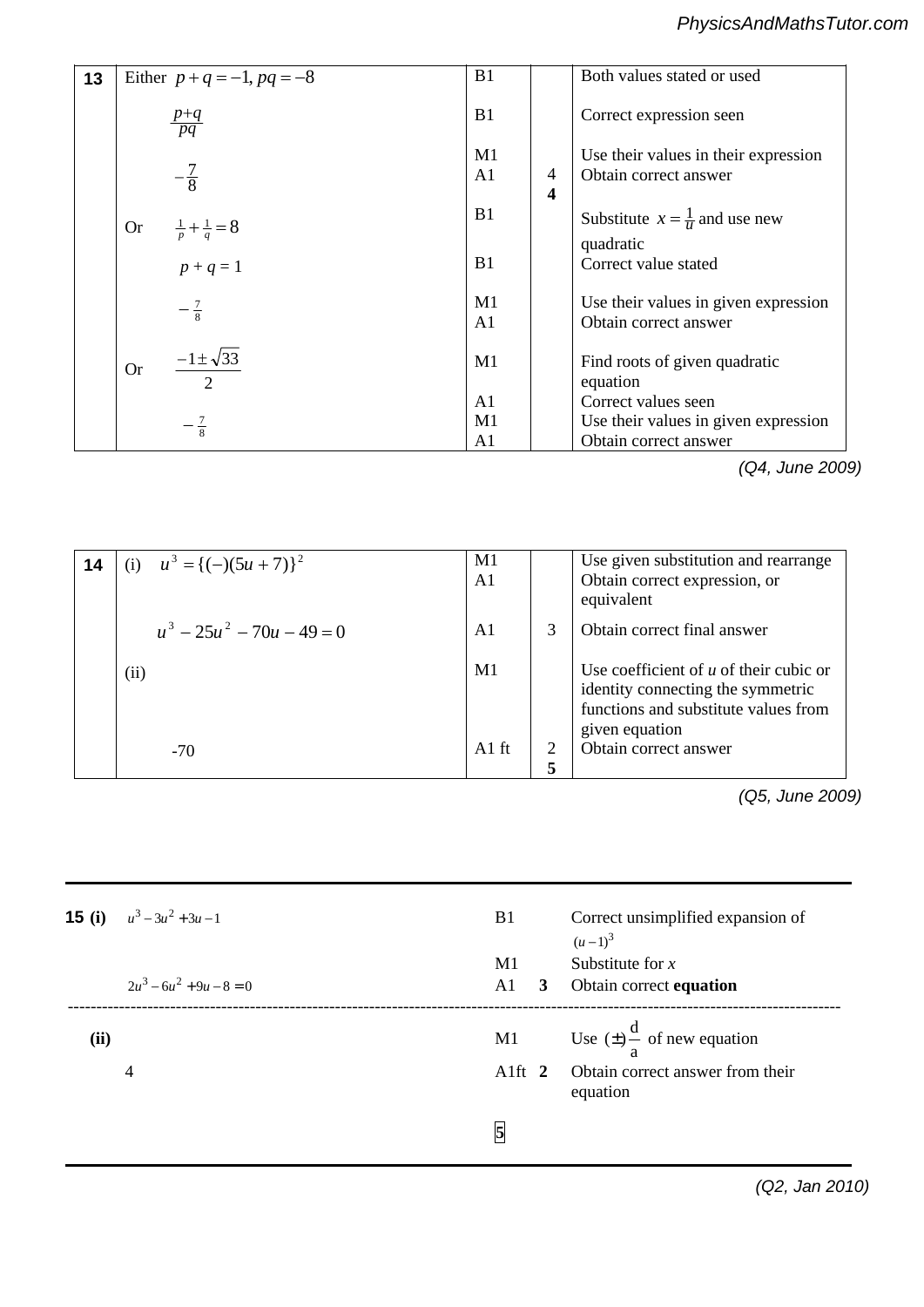| | | | | |
|---|---|---|---|---|
| **13** | Either $p+q=-1, pq=-8$ | B1 | | Both values stated or used |
| | $\frac{p+q}{pq}$ | B1 | | Correct expression seen |
| | | M1 | | Use their values in their expression |
| | $-\frac{7}{8}$ | A1 | 4 **4** | Obtain correct answer |
| | Or $\frac{1}{p}+\frac{1}{q}=8$ | B1 | | Substitute $x=\frac{1}{u}$ and use new quadratic |
| | $p+q=1$ | B1 | | Correct value stated |
| | $-\frac{7}{8}$ | M1 A1 | | Use their values in given expression Obtain correct answer |
| | Or $\frac{-1\pm\sqrt{33}}{2}$ | M1 | | Find roots of given quadratic equation |
| | | A1 | | Correct values seen |
| | $-\frac{7}{8}$ | M1 A1 | | Use their values in given expression Obtain correct answer |

*(Q4, June 2009)*

| | | | | |
|---|---|---|---|---|
| **14** | (i) $u^3=\{(-)(5u+7)\}^2$ | M1 A1 | | Use given substitution and rearrange Obtain correct expression, or equivalent |
| | $u^3-25u^2-70u-49=0$ | A1 | 3 | Obtain correct final answer |
| | (ii) | M1 | | Use coefficient of $u$ of their cubic or identity connecting the symmetric functions and substitute values from given equation |
| | -70 | A1 ft | 2 **5** | Obtain correct answer |

*(Q5, June 2009)*

| | | | | |
|---|---|---|---|---|
| **15 (i)** | $u^3-3u^2+3u-1$ | B1 | | Correct unsimplified expansion of $(u-1)^3$ |
| | | M1 | | Substitute for $x$ |
| | $2u^3-6u^2+9u-8=0$ | A1 | **3** | Obtain correct **equation** |
| **(ii)** | | M1 | | Use $(\pm)\frac{d}{a}$ of new equation |
| | 4 | A1ft | **2** | Obtain correct answer from their equation |
| | | **5** | | |

*(Q2, Jan 2010)*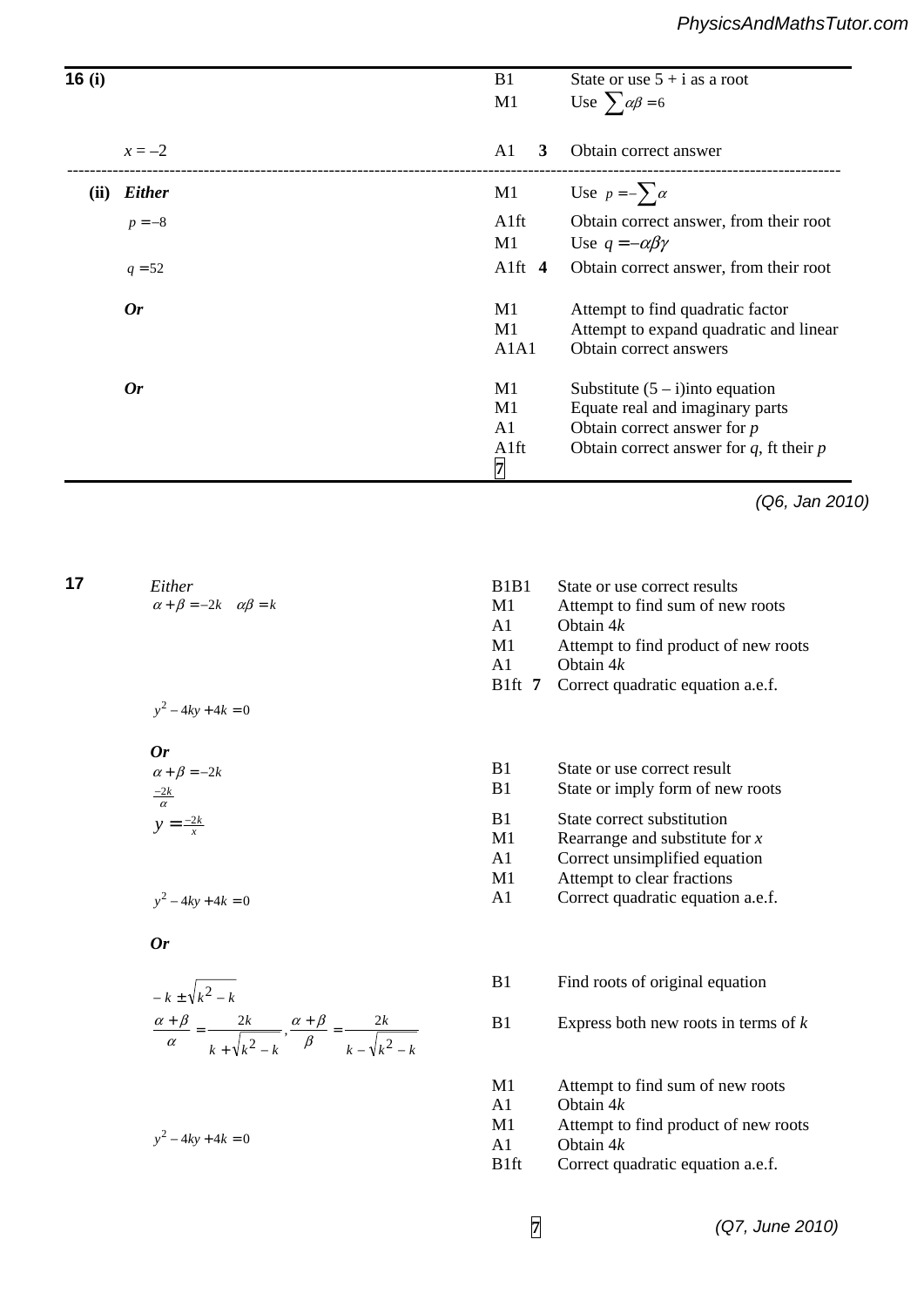| | | | | |
|---|---|---|---|---|
| **16 (i)** | | B1 | | State or use $5 + \mathrm{i}$ as a root |
| | | M1 | | Use $\sum \alpha\beta = 6$ |
| | $x = -2$ | A1 | **3** | Obtain correct answer |
| **(ii)** | ***Either*** | M1 | | Use $p = -\sum \alpha$ |
| | $p = -8$ | A1ft | | Obtain correct answer, from their root |
| | | M1 | | Use $q = -\alpha\beta\gamma$ |
| | $q = 52$ | A1ft | **4** | Obtain correct answer, from their root |
| | ***Or*** | M1 | | Attempt to find quadratic factor |
| | | M1 | | Attempt to expand quadratic and linear |
| | | A1A1 | | Obtain correct answers |
| | ***Or*** | M1 | | Substitute $(5 - \mathrm{i})$into equation |
| | | M1 | | Equate real and imaginary parts |
| | | A1 | | Obtain correct answer for $p$ |
| | | A1ft | | Obtain correct answer for $q$, ft their $p$ |
| | | 7 | | |

*(Q6, Jan 2010)*

| | | | | |
|---|---|---|---|---|
| **17** | *Either* | B1B1 | | State or use correct results |
| | $\alpha + \beta = -2k \quad \alpha\beta = k$ | M1 | | Attempt to find sum of new roots |
| | | A1 | | Obtain $4k$ |
| | | M1 | | Attempt to find product of new roots |
| | | A1 | | Obtain $4k$ |
| | | B1ft | **7** | Correct quadratic equation a.e.f. |
| | $y^2 - 4ky + 4k = 0$ | | | |
| | ***Or*** | | | |
| | $\alpha + \beta = -2k$ | B1 | | State or use correct result |
| | $\frac{-2k}{\alpha}$ | B1 | | State or imply form of new roots |
| | $y = \frac{-2k}{x}$ | B1 | | State correct substitution |
| | | M1 | | Rearrange and substitute for $x$ |
| | | A1 | | Correct unsimplified equation |
| | | M1 | | Attempt to clear fractions |
| | $y^2 - 4ky + 4k = 0$ | A1 | | Correct quadratic equation a.e.f. |
| | ***Or*** | | | |
| | $-k \pm \sqrt{k^2 - k}$ | B1 | | Find roots of original equation |
| | $\frac{\alpha + \beta}{\alpha} = \frac{2k}{k + \sqrt{k^2 - k}}, \frac{\alpha + \beta}{\beta} = \frac{2k}{k - \sqrt{k^2 - k}}$ | B1 | | Express both new roots in terms of $k$ |
| | | M1 | | Attempt to find sum of new roots |
| | | A1 | | Obtain $4k$ |
| | $y^2 - 4ky + 4k = 0$ | M1 | | Attempt to find product of new roots |
| | | A1 | | Obtain $4k$ |
| | | B1ft | | Correct quadratic equation a.e.f. |
| | | 7 | | |

*(Q7, June 2010)*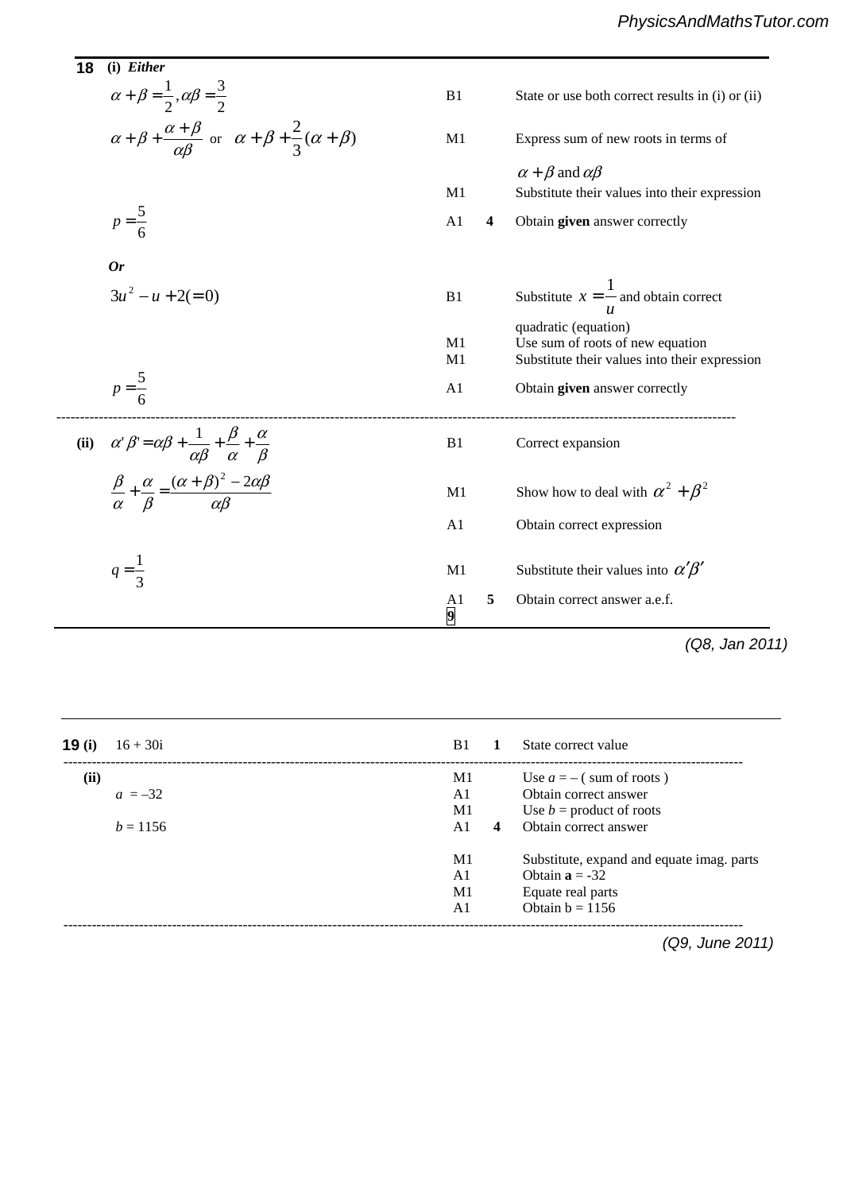**18 (i)** ***Either***

| | | | |
|---|---|---|---|
| $\alpha+\beta=\frac{1}{2}, \alpha\beta=\frac{3}{2}$ | B1 | | State or use both correct results in (i) or (ii) |
| $\alpha+\beta+\frac{\alpha+\beta}{\alpha\beta}$ or $\alpha+\beta+\frac{2}{3}(\alpha+\beta)$ | M1 | | Express sum of new roots in terms of $\alpha+\beta$ and $\alpha\beta$ |
| | M1 | | Substitute their values into their expression |
| $p=\frac{5}{6}$ | A1 | 4 | Obtain **given** answer correctly |
| ***Or*** | | | |
| $3u^2-u+2(=0)$ | B1 | | Substitute $x=\frac{1}{u}$ and obtain correct quadratic (equation) |
| | M1 | | Use sum of roots of new equation |
| | M1 | | Substitute their values into their expression |
| $p=\frac{5}{6}$ | A1 | | Obtain **given** answer correctly |
| **(ii)** $\alpha'\beta'=\alpha\beta+\frac{1}{\alpha\beta}+\frac{\beta}{\alpha}+\frac{\alpha}{\beta}$ | B1 | | Correct expansion |
| $\frac{\beta}{\alpha}+\frac{\alpha}{\beta}=\frac{(\alpha+\beta)^2-2\alpha\beta}{\alpha\beta}$ | M1 | | Show how to deal with $\alpha^2+\beta^2$ |
| | A1 | | Obtain correct expression |
| $q=\frac{1}{3}$ | M1 | | Substitute their values into $\alpha'\beta'$ |
| | A1 | 5 | Obtain correct answer a.e.f. |
| | 9 | | |

*(Q8, Jan 2011)*

| | | | |
|---|---|---|---|
| **19 (i)** $16+30\text{i}$ | B1 | 1 | State correct value |
| **(ii)** | M1 | | Use $a=-$( sum of roots ) |
| $a=-32$ | A1 | | Obtain correct answer |
| | M1 | | Use $b$ = product of roots |
| $b=1156$ | A1 | 4 | Obtain correct answer |
| | M1 | | Substitute, expand and equate imag. parts |
| | A1 | | Obtain $\mathbf{a}=-32$ |
| | M1 | | Equate real parts |
| | A1 | | Obtain b = 1156 |

*(Q9, June 2011)*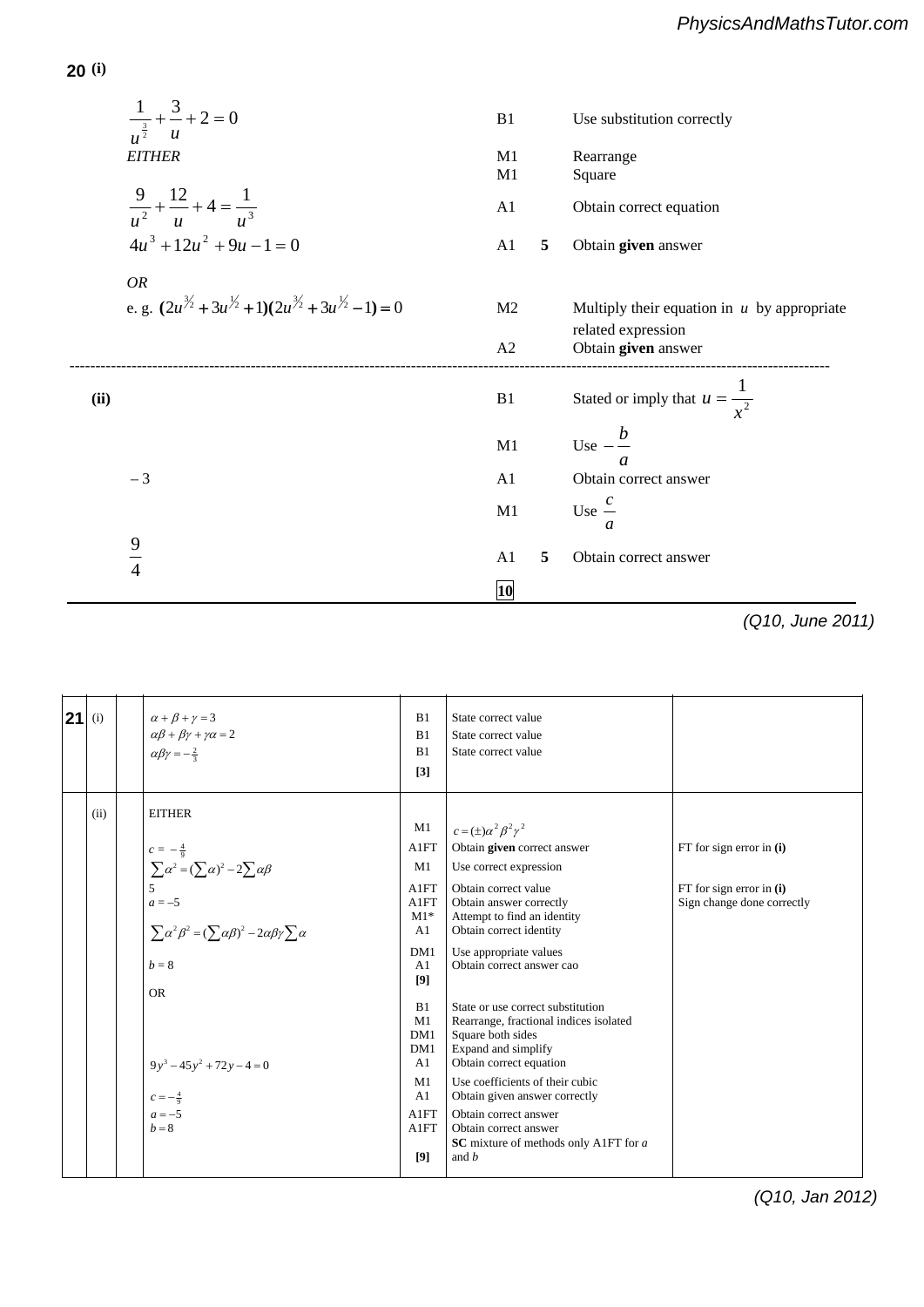**20 (i)**

| | | | |
|---|---|---|---|
| $\dfrac{1}{u^{\frac{3}{2}}} + \dfrac{3}{u} + 2 = 0$ | B1 | | Use substitution correctly |
| *EITHER* | M1 | | Rearrange |
| | M1 | | Square |
| $\dfrac{9}{u^2} + \dfrac{12}{u} + 4 = \dfrac{1}{u^3}$ | A1 | | Obtain correct equation |
| $4u^3 + 12u^2 + 9u - 1 = 0$ | A1 | 5 | Obtain **given** answer |
| *OR* | | | |
| e. g. $(2u^{3/2} + 3u^{1/2} + 1)(2u^{3/2} + 3u^{1/2} - 1) = 0$ | M2 | | Multiply their equation in $u$ by appropriate related expression |
| | A2 | | Obtain **given** answer |

| | | | |
|---|---|---|---|
| **(ii)** | B1 | | Stated or imply that $u = \dfrac{1}{x^2}$ |
| | M1 | | Use $-\dfrac{b}{a}$ |
| $-3$ | A1 | | Obtain correct answer |
| | M1 | | Use $\dfrac{c}{a}$ |
| $\dfrac{9}{4}$ | A1 | 5 | Obtain correct answer |
| | 10 | | |

*(Q10, June 2011)*

| | | | | | |
|---|---|---|---|---|---|
| **21** | (i) | $\alpha + \beta + \gamma = 3$<br>$\alpha\beta + \beta\gamma + \gamma\alpha = 2$<br>$\alpha\beta\gamma = -\frac{2}{3}$ | B1<br>B1<br>B1<br>**[3]** | State correct value<br>State correct value<br>State correct value | |
| | (ii) | EITHER | M1 | $c = (\pm)\alpha^2\beta^2\gamma^2$ | |
| | | $c = -\frac{4}{9}$ | A1FT | Obtain **given** correct answer | FT for sign error in **(i)** |
| | | $\sum\alpha^2 = (\sum\alpha)^2 - 2\sum\alpha\beta$ | M1 | Use correct expression | |
| | | 5 | A1FT | Obtain correct value | FT for sign error in **(i)** |
| | | $a = -5$ | A1FT | Obtain answer correctly | Sign change done correctly |
| | | | M1* | Attempt to find an identity | |
| | | $\sum\alpha^2\beta^2 = (\sum\alpha\beta)^2 - 2\alpha\beta\gamma\sum\alpha$ | A1 | Obtain correct identity | |
| | | | DM1 | Use appropriate values | |
| | | $b = 8$ | A1<br>**[9]** | Obtain correct answer cao | |
| | | OR | B1 | State or use correct substitution | |
| | | | M1 | Rearrange, fractional indices isolated | |
| | | | DM1 | Square both sides | |
| | | | DM1 | Expand and simplify | |
| | | $9y^3 - 45y^2 + 72y - 4 = 0$ | A1 | Obtain correct equation | |
| | | | M1 | Use coefficients of their cubic | |
| | | $c = -\frac{4}{9}$ | A1 | Obtain given answer correctly | |
| | | $a = -5$ | A1FT | Obtain correct answer | |
| | | $b = 8$ | A1FT | Obtain correct answer | |
| | | | **[9]** | **SC** mixture of methods only A1FT for $a$ and $b$ | |

*(Q10, Jan 2012)*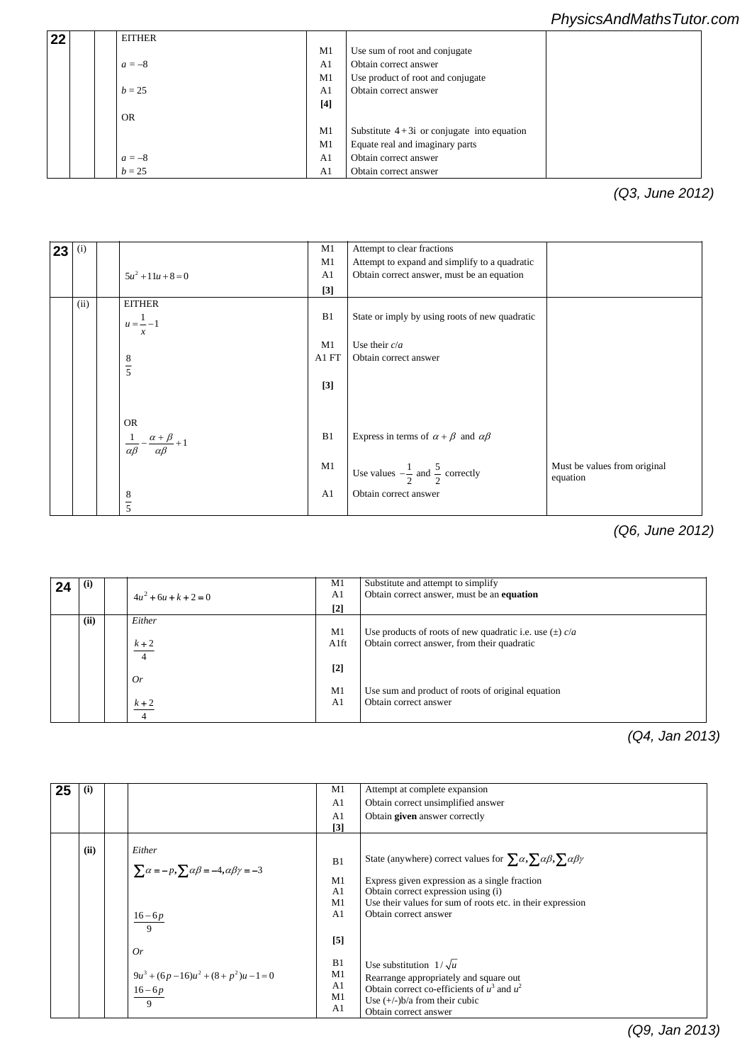| 22 | | | | | |
|---|---|---|---|---|---|
| | | EITHER | | | |
| | | | M1 | Use sum of root and conjugate | |
| | | $a = -8$ | A1 | Obtain correct answer | |
| | | | M1 | Use product of root and conjugate | |
| | | $b = 25$ | A1 | Obtain correct answer | |
| | | | **[4]** | | |
| | | OR | | | |
| | | | M1 | Substitute $4+3\text{i}$ or conjugate into equation | |
| | | | M1 | Equate real and imaginary parts | |
| | | $a = -8$ | A1 | Obtain correct answer | |
| | | $b = 25$ | A1 | Obtain correct answer | |

*(Q3, June 2012)*

| 23 | | | | | |
|---|---|---|---|---|---|
| (i) | | | M1 | Attempt to clear fractions | |
| | | | M1 | Attempt to expand and simplify to a quadratic | |
| | | $5u^2 + 11u + 8 = 0$ | A1 | Obtain correct answer, must be an equation | |
| | | | **[3]** | | |
| (ii) | | EITHER | | | |
| | | $u = \frac{1}{x} - 1$ | B1 | State or imply by using roots of new quadratic | |
| | | | M1 | Use their $c/a$ | |
| | | $\frac{8}{5}$ | A1 FT | Obtain correct answer | |
| | | | **[3]** | | |
| | | OR | | | |
| | | $\frac{1}{\alpha\beta} - \frac{\alpha+\beta}{\alpha\beta} + 1$ | B1 | Express in terms of $\alpha+\beta$ and $\alpha\beta$ | |
| | | | M1 | Use values $-\frac{1}{2}$ and $\frac{5}{2}$ correctly | Must be values from original equation |
| | | $\frac{8}{5}$ | A1 | Obtain correct answer | |

*(Q6, June 2012)*

| 24 | | | | |
|---|---|---|---|---|
| **(i)** | | $4u^2 + 6u + k + 2 = 0$ | M1 | Substitute and attempt to simplify |
| | | | A1 | Obtain correct answer, must be an **equation** |
| | | | **[2]** | |
| **(ii)** | | *Either* | | |
| | | | M1 | Use products of roots of new quadratic i.e. use (±) $c/a$ |
| | | $\frac{k+2}{4}$ | A1ft | Obtain correct answer, from their quadratic |
| | | | **[2]** | |
| | | *Or* | | |
| | | | M1 | Use sum and product of roots of original equation |
| | | $\frac{k+2}{4}$ | A1 | Obtain correct answer |

*(Q4, Jan 2013)*

| 25 | | | | |
|---|---|---|---|---|
| **(i)** | | | M1 | Attempt at complete expansion |
| | | | A1 | Obtain correct unsimplified answer |
| | | | A1 | Obtain **given** answer correctly |
| | | | **[3]** | |
| **(ii)** | | *Either* | | |
| | | $\sum\alpha = -p, \sum\alpha\beta = -4, \alpha\beta\gamma = -3$ | B1 | State (anywhere) correct values for $\sum\alpha, \sum\alpha\beta, \sum\alpha\beta\gamma$ |
| | | | M1 | Express given expression as a single fraction |
| | | | A1 | Obtain correct expression using (i) |
| | | | M1 | Use their values for sum of roots etc. in their expression |
| | | $\frac{16-6p}{9}$ | A1 | Obtain correct answer |
| | | | **[5]** | |
| | | *Or* | | |
| | | | B1 | Use substitution $1/\sqrt{u}$ |
| | | $9u^3 + (6p-16)u^2 + (8+p^2)u - 1 = 0$ | M1 | Rearrange appropriately and square out |
| | | | A1 | Obtain correct co-efficients of $u^3$ and $u^2$ |
| | | | M1 | Use (+/-)b/a from their cubic |
| | | $\frac{16-6p}{9}$ | A1 | Obtain correct answer |

*(Q9, Jan 2013)*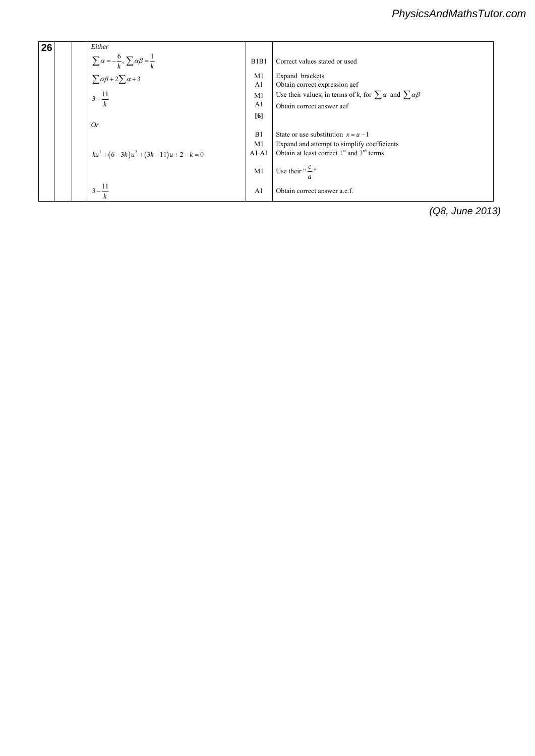| | | | | | |
|---|---|---|---|---|---|
| 26 | | | *Either* | | |
| | | | $\sum\alpha = -\frac{6}{k},\ \sum\alpha\beta = \frac{1}{k}$ | B1B1 | Correct values stated or used |
| | | | $\sum\alpha\beta + 2\sum\alpha + 3$ | M1<br>A1 | Expand brackets<br>Obtain correct expression aef |
| | | | $3 - \frac{11}{k}$ | M1<br>A1 | Use their values, in terms of *k*, for $\sum\alpha$ and $\sum\alpha\beta$<br>Obtain correct answer aef |
| | | | | **[6]** | |
| | | | *Or* | | |
| | | | | B1 | State or use substitution $x = u - 1$ |
| | | | | M1 | Expand and attempt to simplify coefficients |
| | | | $ku^3 + (6-3k)u^2 + (3k-11)u + 2 - k = 0$ | A1 A1 | Obtain at least correct 1st and 3rd terms |
| | | | | M1 | Use their "$\frac{c}{a}$" |
| | | | $3 - \frac{11}{k}$ | A1 | Obtain correct answer a.e.f. |

*(Q8, June 2013)*